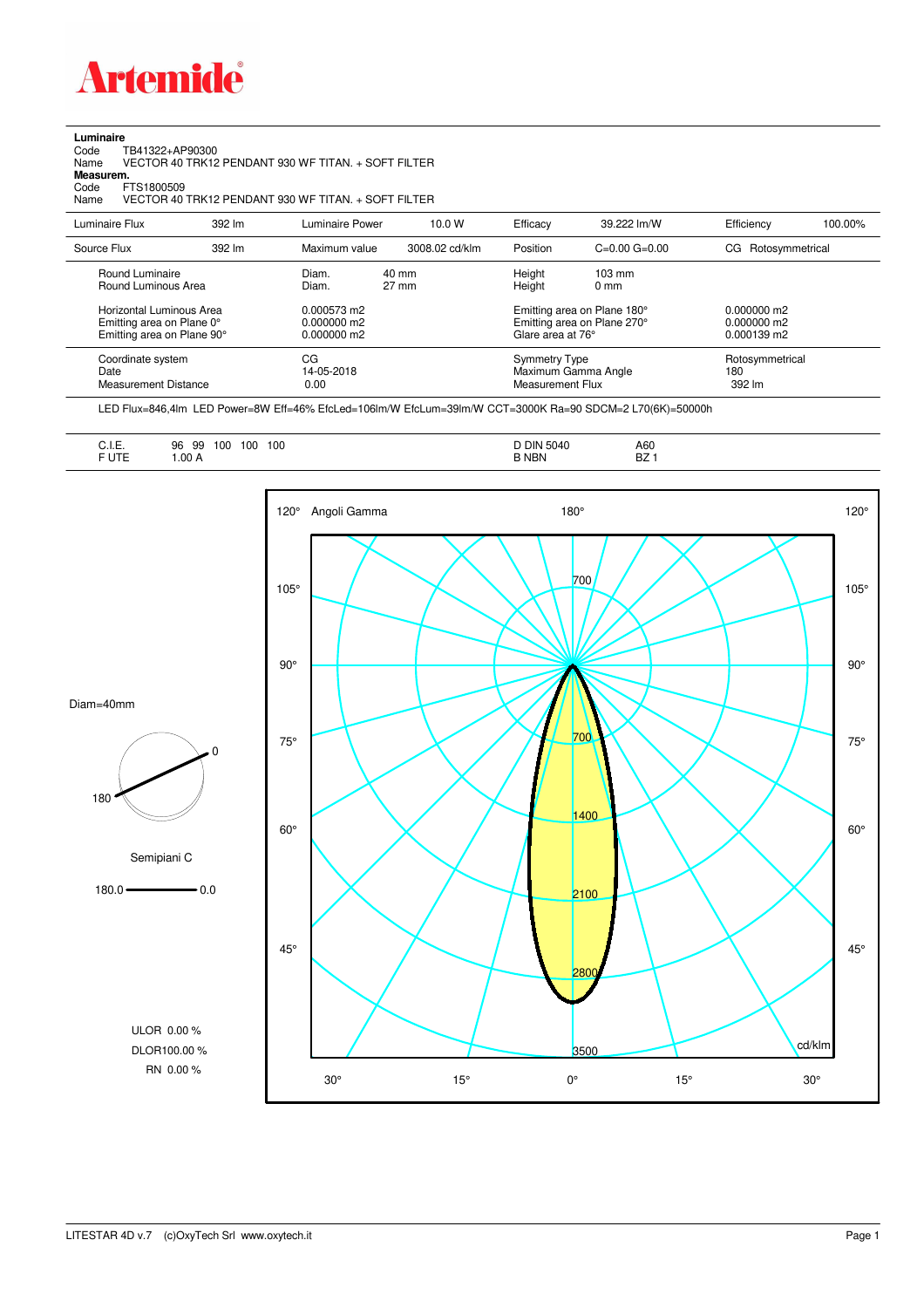# Artemide

**Luminaire**

Code TB41322+AP90300

Name VECTOR 40 TRK12 PENDANT 930 WF TITAN. + SOFT FILTER

**Measurem.**

Code FTS1800509

Name VECTOR 40 TRK12 PENDANT 930 WF TITAN. + SOFT FILTER

| Luminaire Flux | 392 lm | Luminaire Power | 10.0 W | Efficacy | 39.222 lm/W | Efficiency | 100.00% |
|---|---|---|---|---|---|---|---|
| Source Flux | 392 lm | Maximum value | 3008.02 cd/klm | Position | C=0.00 G=0.00 | CG | Rotosymmetrical |

| | | | | |
|---|---|---|---|---|
| Round Luminaire | Diam. 40 mm | Height 103 mm | | |
| Round Luminous Area | Diam. 27 mm | Height 0 mm | | |
| Horizontal Luminous Area | 0.000573 m2 | Emitting area on Plane 180° | 0.000000 m2 | |
| Emitting area on Plane 0° | 0.000000 m2 | Emitting area on Plane 270° | 0.000000 m2 | |
| Emitting area on Plane 90° | 0.000000 m2 | Glare area at 76° | 0.000139 m2 | |

| | | | |
|---|---|---|---|
| Coordinate system | CG | Symmetry Type | Rotosymmetrical |
| Date | 14-05-2018 | Maximum Gamma Angle | 180 |
| Measurement Distance | 0.00 | Measurement Flux | 392 lm |

LED Flux=846,4lm LED Power=8W Eff=46% EfcLed=106lm/W EfcLum=39lm/W CCT=3000K Ra=90 SDCM=2 L70(6K)=50000h

| | | | |
|---|---|---|---|
| C.I.E. | 96 99 100 100 100 | D DIN 5040 | A60 |
| F UTE | 1.00 A | B NBN | BZ 1 |

Diam=40mm

Semipiani C

180.0 — 0.0

ULOR 0.00 %

DLOR 100.00 %

RN 0.00 %

Angoli Gamma

cd/klm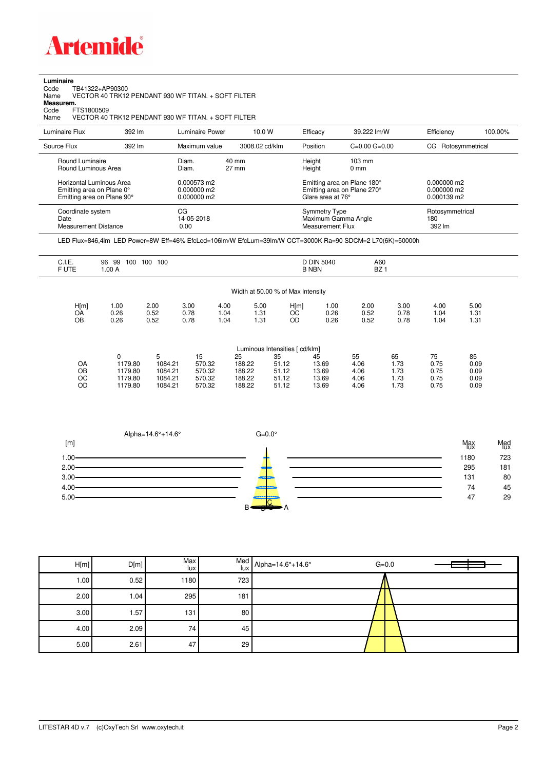**Artemide**

**Luminaire**

Code TB41322+AP90300

Name VECTOR 40 TRK12 PENDANT 930 WF TITAN. + SOFT FILTER

**Measurem.**

Code FTS1800509

Name VECTOR 40 TRK12 PENDANT 930 WF TITAN. + SOFT FILTER

| | | | | | | | |
|---|---|---|---|---|---|---|---|
| Luminaire Flux | 392 lm | Luminaire Power | 10.0 W | Efficacy | 39.222 lm/W | Efficiency | 100.00% |
| Source Flux | 392 lm | Maximum value | 3008.02 cd/klm | Position | C=0.00 G=0.00 | CG | Rotosymmetrical |

| | | | | | | |
|---|---|---|---|---|---|---|
| Round Luminaire | Diam. | 40 mm | Height | 103 mm | | |
| Round Luminous Area | Diam. | 27 mm | Height | 0 mm | | |
| Horizontal Luminous Area | 0.000573 m2 | | Emitting area on Plane 180° | | 0.000000 m2 | |
| Emitting area on Plane 0° | 0.000000 m2 | | Emitting area on Plane 270° | | 0.000000 m2 | |
| Emitting area on Plane 90° | 0.000000 m2 | | Glare area at 76° | | 0.000139 m2 | |

| | | | |
|---|---|---|---|
| Coordinate system | CG | Symmetry Type | Rotosymmetrical |
| Date | 14-05-2018 | Maximum Gamma Angle | 180 |
| Measurement Distance | 0.00 | Measurement Flux | 392 lm |

LED Flux=846,4lm LED Power=8W Eff=46% EfcLed=106lm/W EfcLum=39lm/W CCT=3000K Ra=90 SDCM=2 L70(6K)=50000h

| | | | |
|---|---|---|---|
| C.I.E. | 96 99 100 100 100 | D DIN 5040 | A60 |
| F UTE | 1.00 A | B NBN | BZ 1 |

Width at 50.00 % of Max Intensity

| H[m] | 1.00 | 2.00 | 3.00 | 4.00 | 5.00 | H[m] | 1.00 | 2.00 | 3.00 | 4.00 | 5.00 |
|---|---|---|---|---|---|---|---|---|---|---|---|
| OA | 0.26 | 0.52 | 0.78 | 1.04 | 1.31 | OC | 0.26 | 0.52 | 0.78 | 1.04 | 1.31 |
| OB | 0.26 | 0.52 | 0.78 | 1.04 | 1.31 | OD | 0.26 | 0.52 | 0.78 | 1.04 | 1.31 |

Luminous Intensities [ cd/klm]

| | 0 | 5 | 15 | 25 | 35 | 45 | 55 | 65 | 75 | 85 |
|---|---|---|---|---|---|---|---|---|---|---|
| OA | 1179.80 | 1084.21 | 570.32 | 188.22 | 51.12 | 13.69 | 4.06 | 1.73 | 0.75 | 0.09 |
| OB | 1179.80 | 1084.21 | 570.32 | 188.22 | 51.12 | 13.69 | 4.06 | 1.73 | 0.75 | 0.09 |
| OC | 1179.80 | 1084.21 | 570.32 | 188.22 | 51.12 | 13.69 | 4.06 | 1.73 | 0.75 | 0.09 |
| OD | 1179.80 | 1084.21 | 570.32 | 188.22 | 51.12 | 13.69 | 4.06 | 1.73 | 0.75 | 0.09 |

Alpha=14.6°+14.6°

G=0.0°

[m]

Max lux

Med lux

1.00 1180 723

2.00 295 181

3.00 131 80

4.00 74 45

5.00 47 29

B C D A

| H[m] | D[m] | Max lux | Med lux | Alpha=14.6°+14.6° G=0.0 |
|---|---|---|---|---|
| 1.00 | 0.52 | 1180 | 723 | |
| 2.00 | 1.04 | 295 | 181 | |
| 3.00 | 1.57 | 131 | 80 | |
| 4.00 | 2.09 | 74 | 45 | |
| 5.00 | 2.61 | 47 | 29 | |

LITESTAR 4D v.7 (c)OxyTech Srl www.oxytech.it